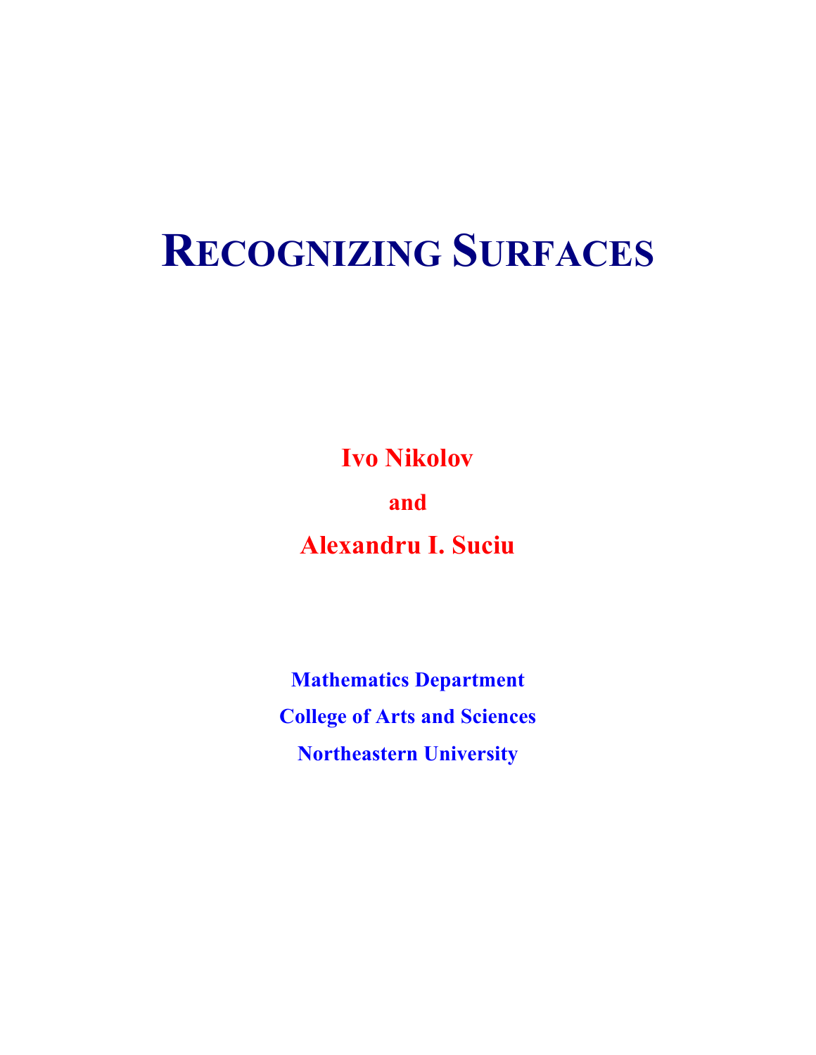# RECOGNIZING SURFACES

**Ivo Nikolov**

**and**

**Alexandru I. Suciu**

**Mathematics Department**

**College of Arts and Sciences**

**Northeastern University**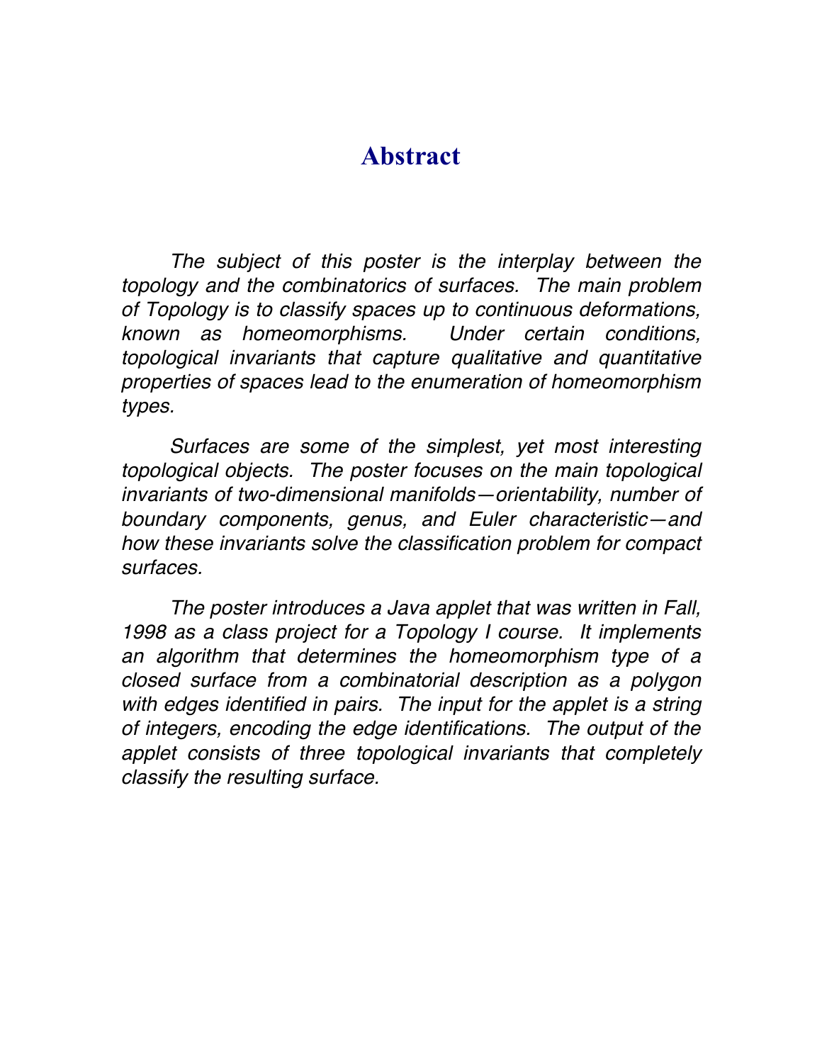# Abstract

*The subject of this poster is the interplay between the topology and the combinatorics of surfaces. The main problem of Topology is to classify spaces up to continuous deformations, known as homeomorphisms. Under certain conditions, topological invariants that capture qualitative and quantitative properties of spaces lead to the enumeration of homeomorphism types.*

*Surfaces are some of the simplest, yet most interesting topological objects. The poster focuses on the main topological invariants of two-dimensional manifolds—orientability, number of boundary components, genus, and Euler characteristic—and how these invariants solve the classification problem for compact surfaces.*

*The poster introduces a Java applet that was written in Fall, 1998 as a class project for a Topology I course. It implements an algorithm that determines the homeomorphism type of a closed surface from a combinatorial description as a polygon with edges identified in pairs. The input for the applet is a string of integers, encoding the edge identifications. The output of the applet consists of three topological invariants that completely classify the resulting surface.*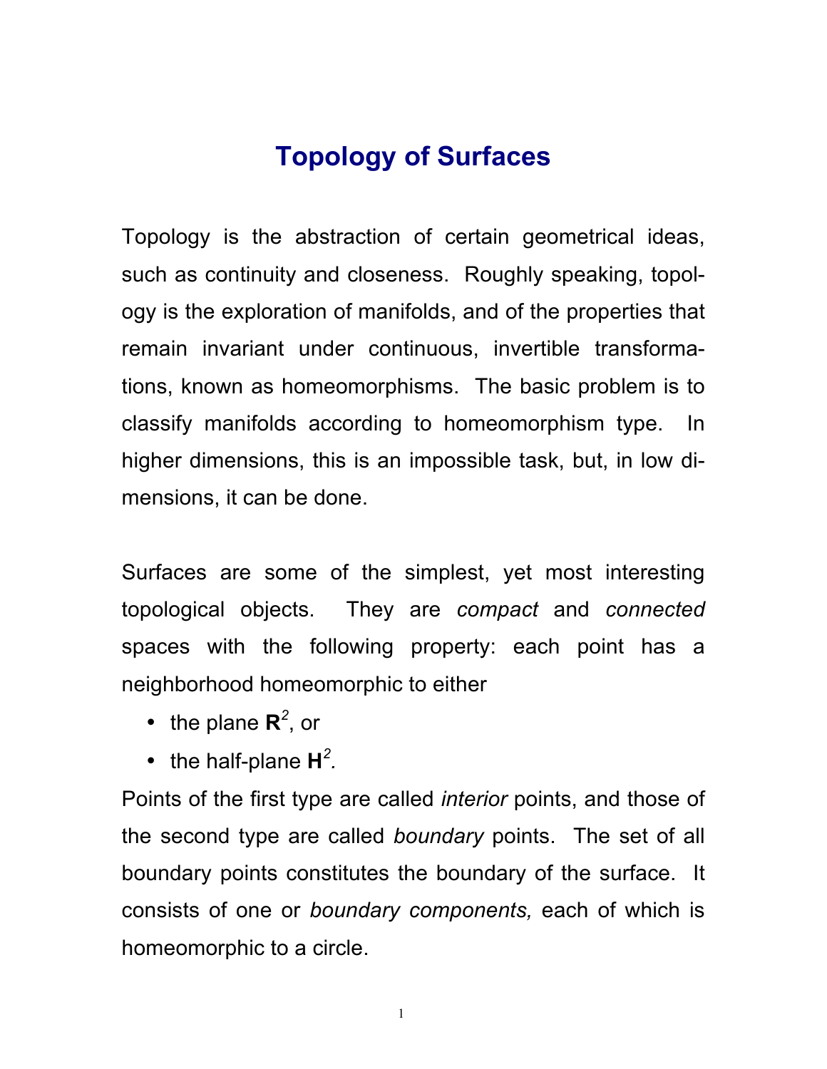# Topology of Surfaces

Topology is the abstraction of certain geometrical ideas, such as continuity and closeness. Roughly speaking, topology is the exploration of manifolds, and of the properties that remain invariant under continuous, invertible transformations, known as homeomorphisms. The basic problem is to classify manifolds according to homeomorphism type. In higher dimensions, this is an impossible task, but, in low dimensions, it can be done.

Surfaces are some of the simplest, yet most interesting topological objects. They are *compact* and *connected* spaces with the following property: each point has a neighborhood homeomorphic to either

- the plane $\mathbf{R}^2$, or
- the half-plane $\mathbf{H}^2$.

Points of the first type are called *interior* points, and those of the second type are called *boundary* points. The set of all boundary points constitutes the boundary of the surface. It consists of one or *boundary components,* each of which is homeomorphic to a circle.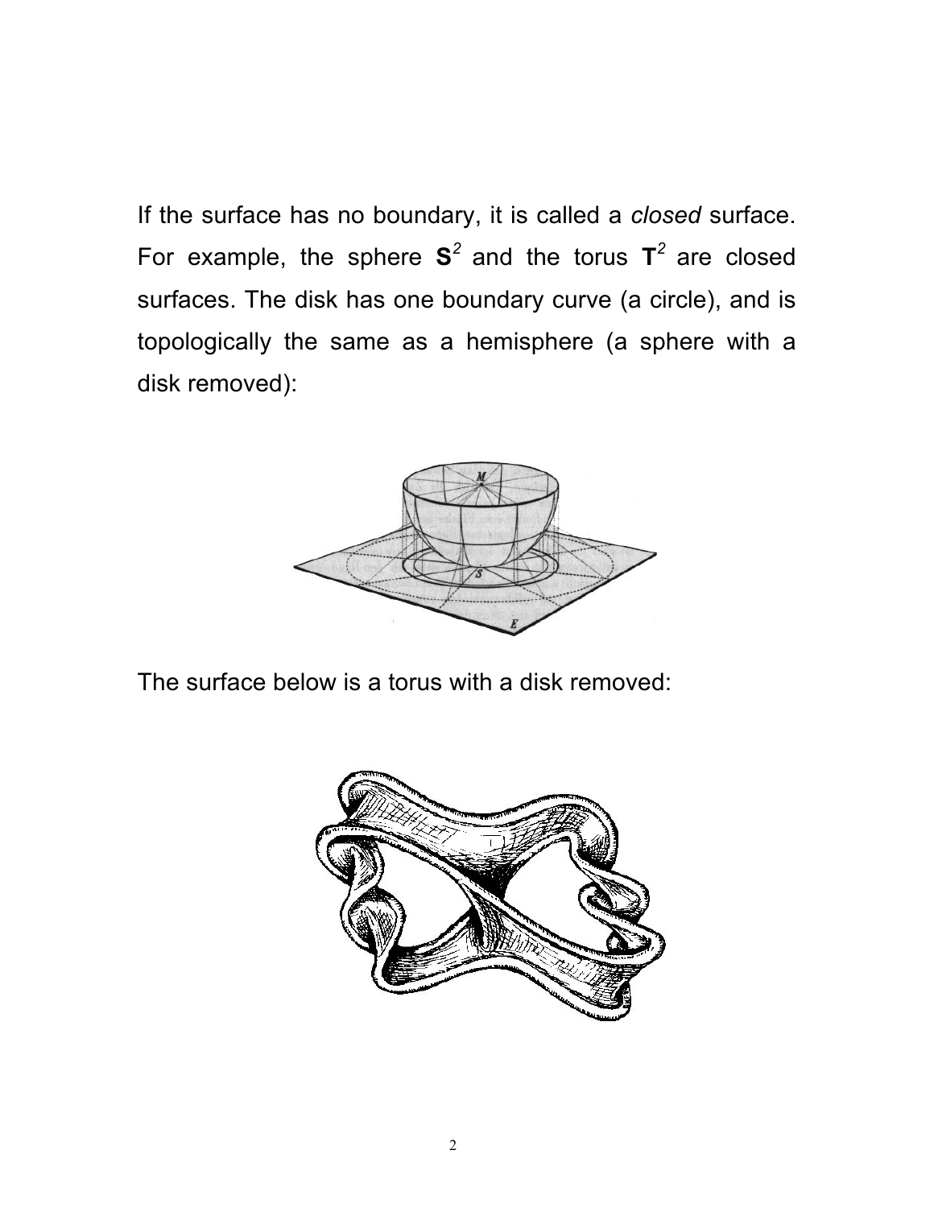If the surface has no boundary, it is called a *closed* surface. For example, the sphere $\mathbf{S}^2$ and the torus $\mathbf{T}^2$ are closed surfaces. The disk has one boundary curve (a circle), and is topologically the same as a hemisphere (a sphere with a disk removed):

The surface below is a torus with a disk removed: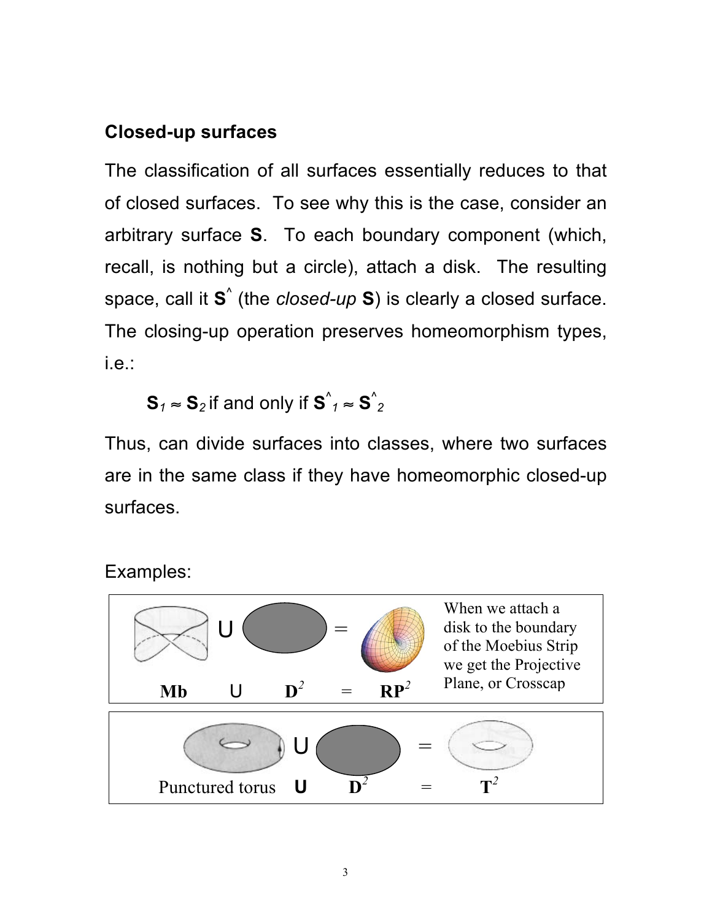## Closed-up surfaces

The classification of all surfaces essentially reduces to that of closed surfaces. To see why this is the case, consider an arbitrary surface **S**. To each boundary component (which, recall, is nothing but a circle), attach a disk. The resulting space, call it $\mathbf{S}^{\wedge}$ (the *closed-up* **S**) is clearly a closed surface. The closing-up operation preserves homeomorphism types, i.e.:

$$\mathbf{S}_1 \approx \mathbf{S}_2 \text{ if and only if } \mathbf{S}^{\wedge}_1 \approx \mathbf{S}^{\wedge}_2$$

Thus, can divide surfaces into classes, where two surfaces are in the same class if they have homeomorphic closed-up surfaces.

Examples:

**Mb** U $\mathbf{D}^2$ = $\mathbf{RP}^2$

When we attach a disk to the boundary of the Moebius Strip we get the Projective Plane, or Crosscap

Punctured torus **U** $\mathbf{D}^2$ = $\mathbf{T}^2$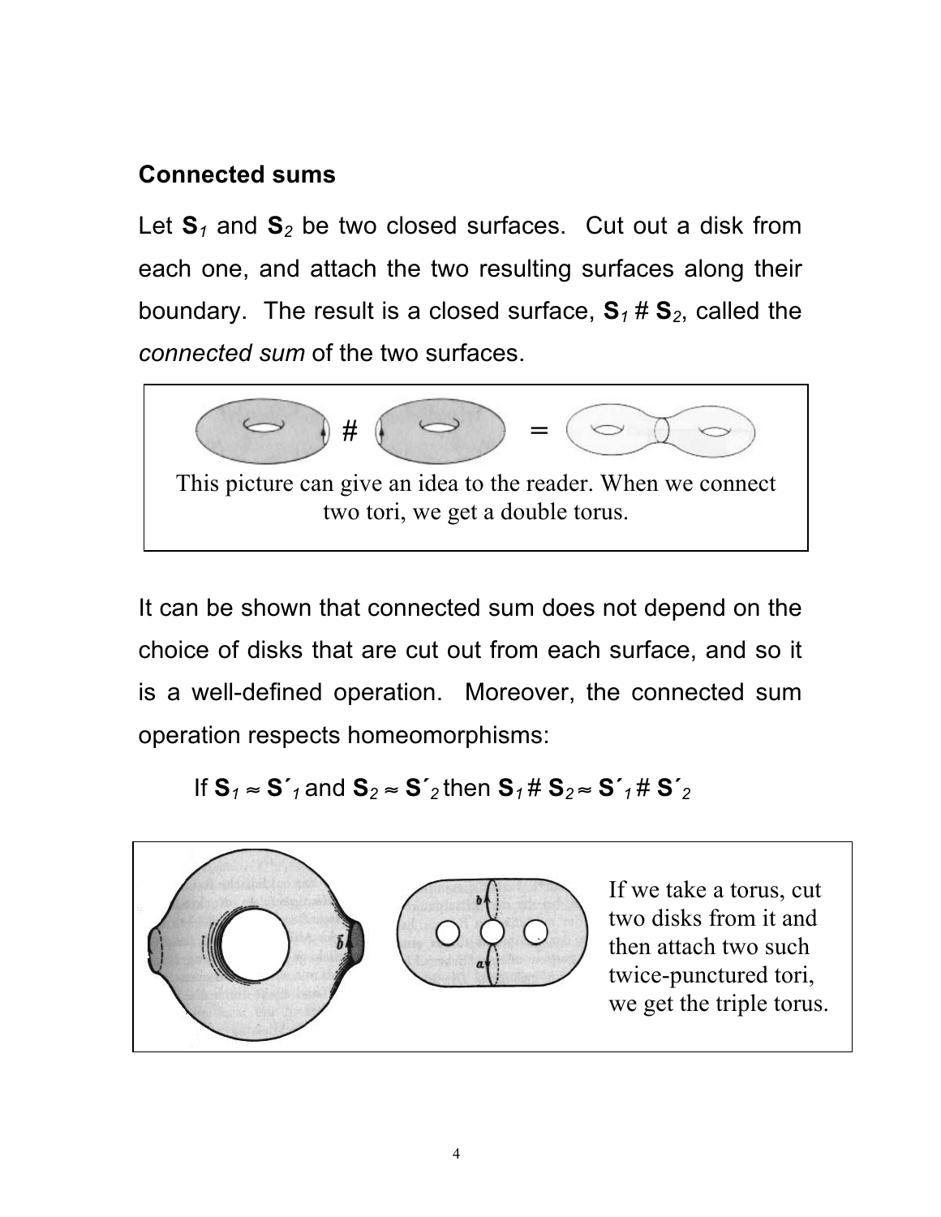## Connected sums

Let $\mathbf{S}_1$ and $\mathbf{S}_2$ be two closed surfaces. Cut out a disk from each one, and attach the two resulting surfaces along their boundary. The result is a closed surface, $\mathbf{S}_1 \# \mathbf{S}_2$, called the *connected sum* of the two surfaces.

This picture can give an idea to the reader. When we connect two tori, we get a double torus.

It can be shown that connected sum does not depend on the choice of disks that are cut out from each surface, and so it is a well-defined operation. Moreover, the connected sum operation respects homeomorphisms:

If $\mathbf{S}_1 \approx \mathbf{S}'_1$ and $\mathbf{S}_2 \approx \mathbf{S}'_2$ then $\mathbf{S}_1 \# \mathbf{S}_2 \approx \mathbf{S}'_1 \# \mathbf{S}'_2$

If we take a torus, cut two disks from it and then attach two such twice-punctured tori, we get the triple torus.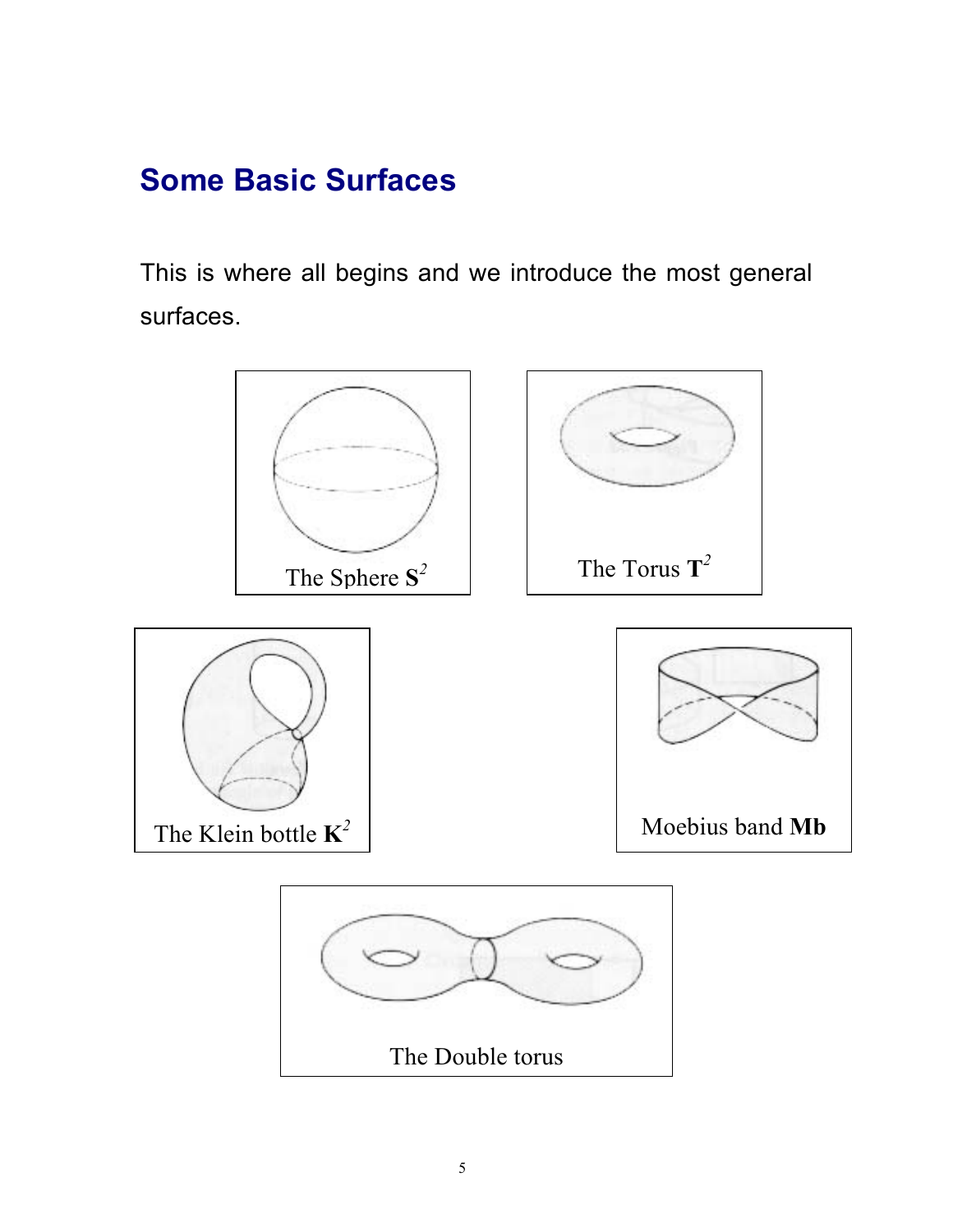## Some Basic Surfaces

This is where all begins and we introduce the most general surfaces.

The Sphere $\mathbf{S}^2$

The Torus $\mathbf{T}^2$

The Klein bottle $\mathbf{K}^2$

Moebius band **Mb**

The Double torus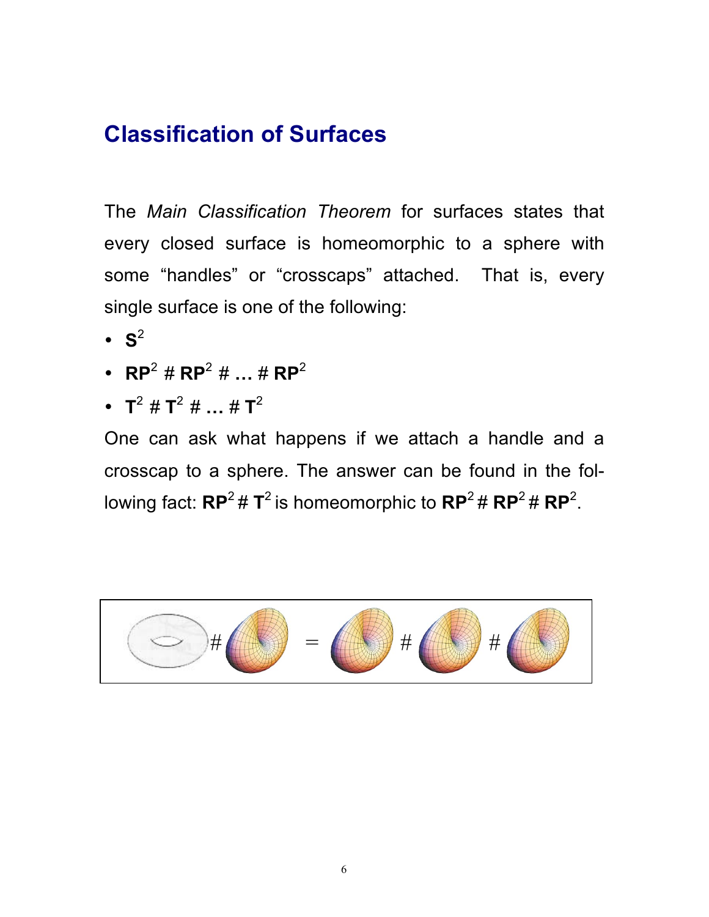## Classification of Surfaces

The *Main Classification Theorem* for surfaces states that every closed surface is homeomorphic to a sphere with some "handles" or "crosscaps" attached. That is, every single surface is one of the following:

- $\mathbf{S}^2$
- $\mathbf{RP}^2 \# \mathbf{RP}^2 \# \ldots \# \mathbf{RP}^2$
- $\mathbf{T}^2 \# \mathbf{T}^2 \# \ldots \# \mathbf{T}^2$

One can ask what happens if we attach a handle and a crosscap to a sphere. The answer can be found in the following fact: $\mathbf{RP}^2 \# \mathbf{T}^2$ is homeomorphic to $\mathbf{RP}^2 \# \mathbf{RP}^2 \# \mathbf{RP}^2$.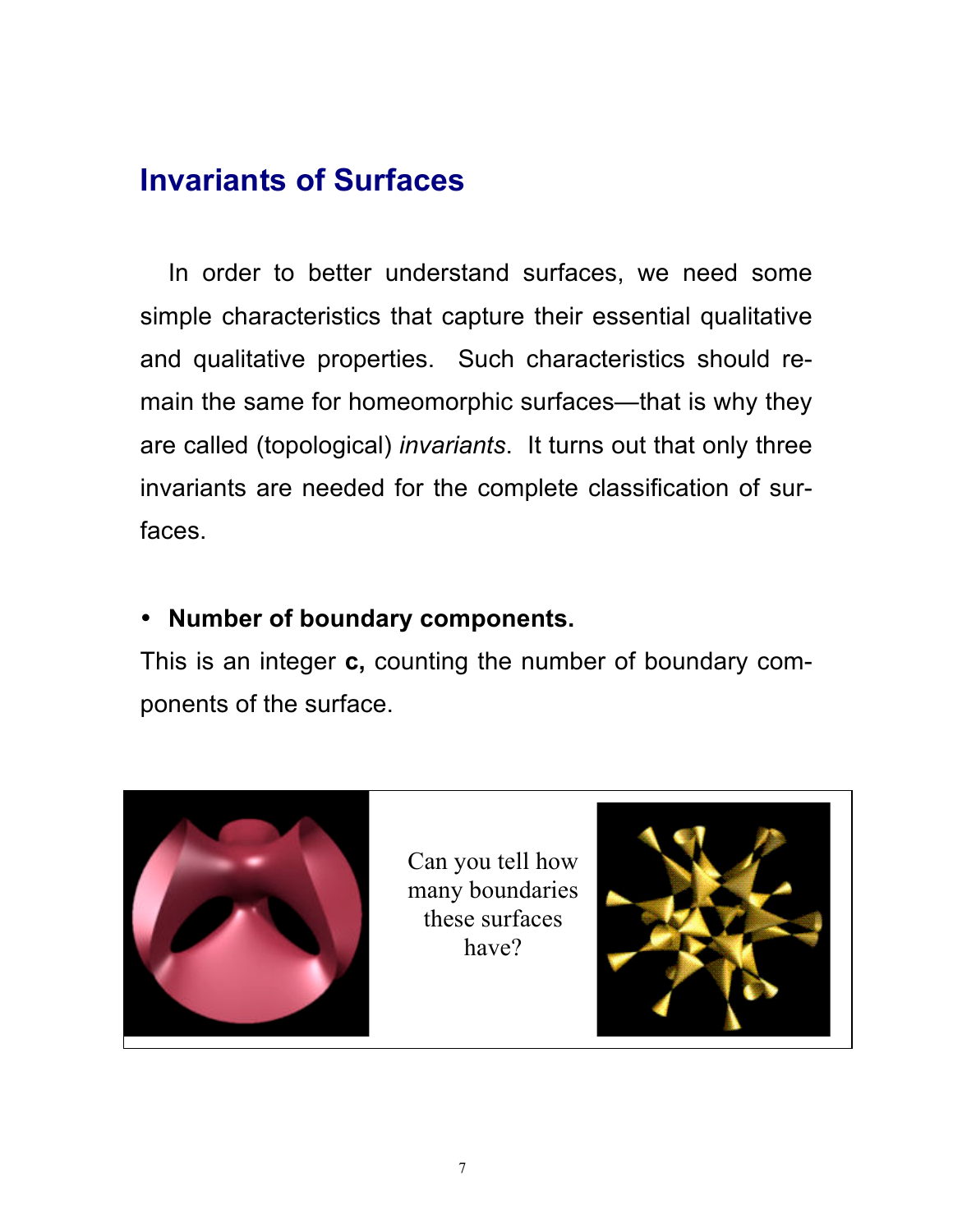## Invariants of Surfaces

In order to better understand surfaces, we need some simple characteristics that capture their essential qualitative and qualitative properties. Such characteristics should remain the same for homeomorphic surfaces—that is why they are called (topological) *invariants*. It turns out that only three invariants are needed for the complete classification of surfaces.

- **Number of boundary components.**

This is an integer **c,** counting the number of boundary components of the surface.

Can you tell how many boundaries these surfaces have?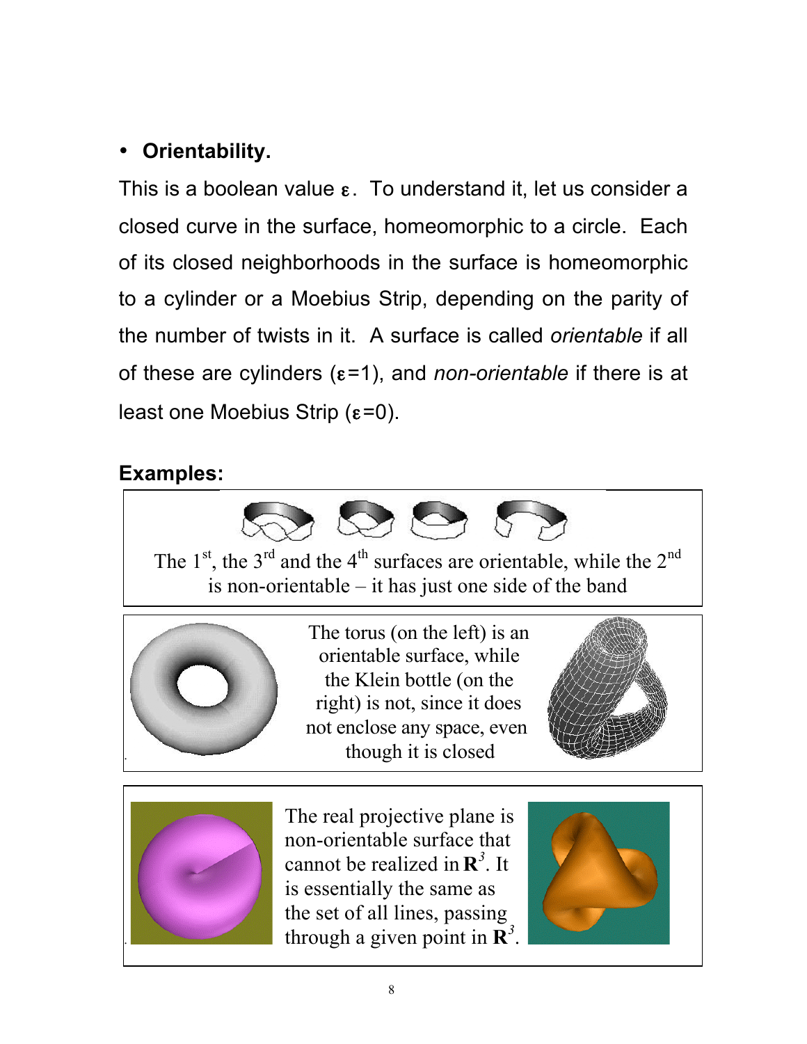- **Orientability.**

This is a boolean value $\varepsilon$. To understand it, let us consider a closed curve in the surface, homeomorphic to a circle. Each of its closed neighborhoods in the surface is homeomorphic to a cylinder or a Moebius Strip, depending on the parity of the number of twists in it. A surface is called *orientable* if all of these are cylinders ($\varepsilon$=1), and *non-orientable* if there is at least one Moebius Strip ($\varepsilon$=0).

**Examples:**

The 1st, the 3rd and the 4th surfaces are orientable, while the 2nd is non-orientable – it has just one side of the band

The torus (on the left) is an orientable surface, while the Klein bottle (on the right) is not, since it does not enclose any space, even though it is closed

The real projective plane is non-orientable surface that cannot be realized in $\mathbf{R}^3$. It is essentially the same as the set of all lines, passing through a given point in $\mathbf{R}^3$.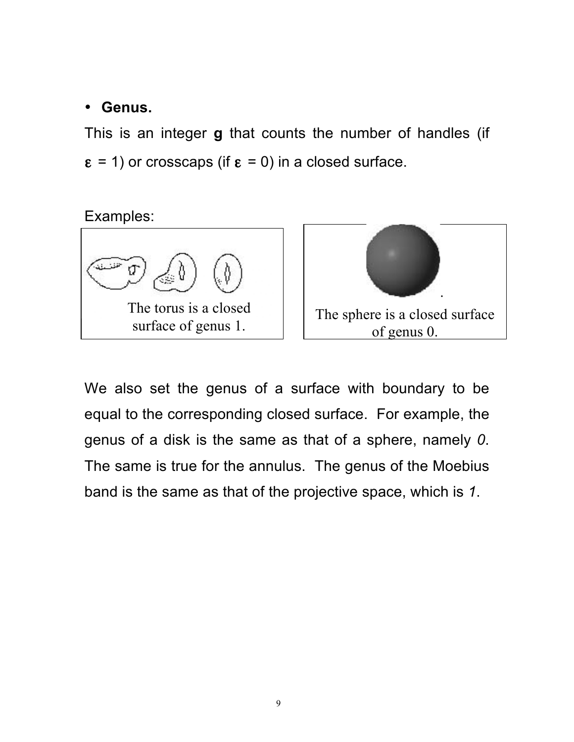- **Genus.**

This is an integer **g** that counts the number of handles (if $\varepsilon$ = 1) or crosscaps (if $\varepsilon$ = 0) in a closed surface.

Examples:

The torus is a closed surface of genus 1.

The sphere is a closed surface of genus 0.

We also set the genus of a surface with boundary to be equal to the corresponding closed surface. For example, the genus of a disk is the same as that of a sphere, namely *0*. The same is true for the annulus. The genus of the Moebius band is the same as that of the projective space, which is *1*.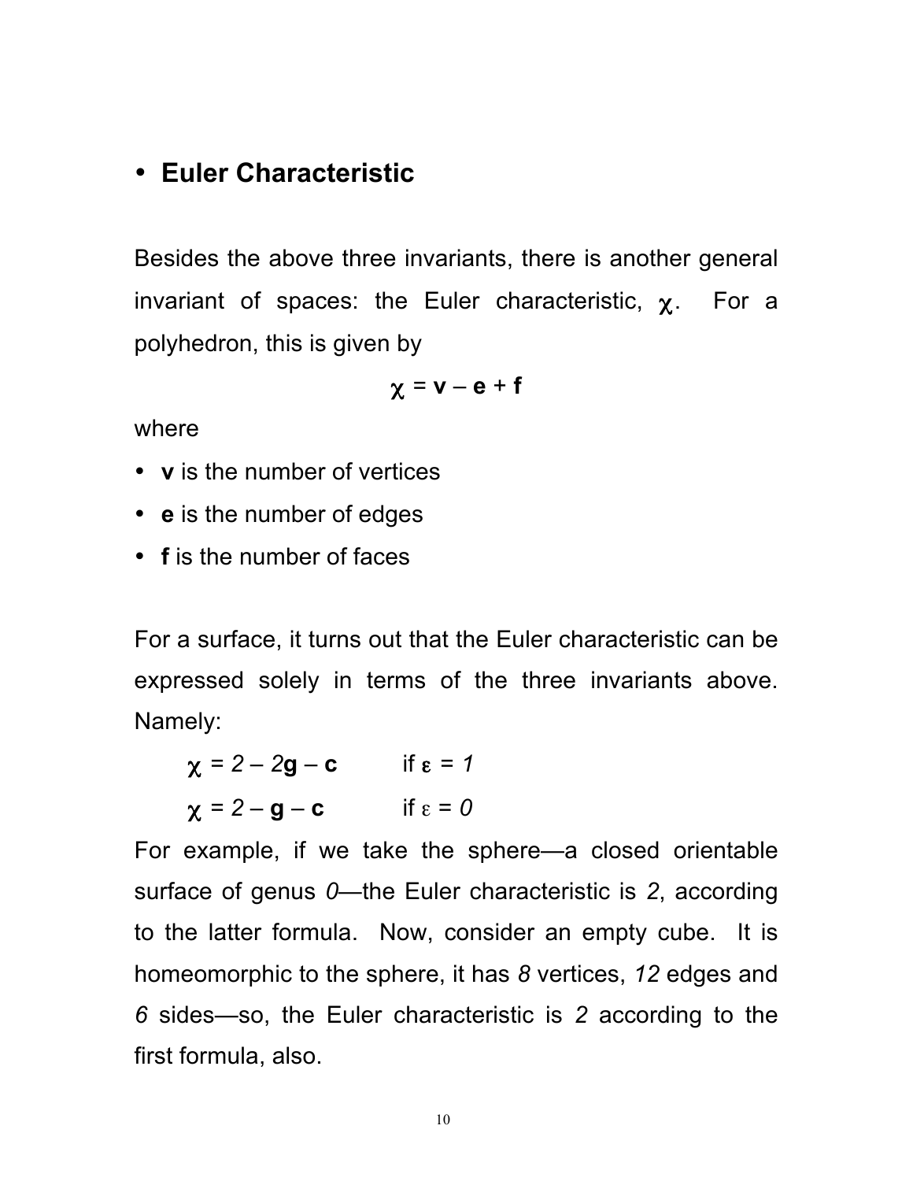- **Euler Characteristic**

Besides the above three invariants, there is another general invariant of spaces: the Euler characteristic, $\chi$. For a polyhedron, this is given by

$$\chi = \mathbf{v} - \mathbf{e} + \mathbf{f}$$

where

- **v** is the number of vertices
- **e** is the number of edges
- **f** is the number of faces

For a surface, it turns out that the Euler characteristic can be expressed solely in terms of the three invariants above. Namely:

$$\chi = 2 - 2\mathbf{g} - \mathbf{c} \qquad \text{if } \varepsilon = 1$$

$$\chi = 2 - \mathbf{g} - \mathbf{c} \qquad \text{if } \varepsilon = 0$$

For example, if we take the sphere—a closed orientable surface of genus *0*—the Euler characteristic is *2*, according to the latter formula. Now, consider an empty cube. It is homeomorphic to the sphere, it has *8* vertices, *12* edges and *6* sides—so, the Euler characteristic is *2* according to the first formula, also.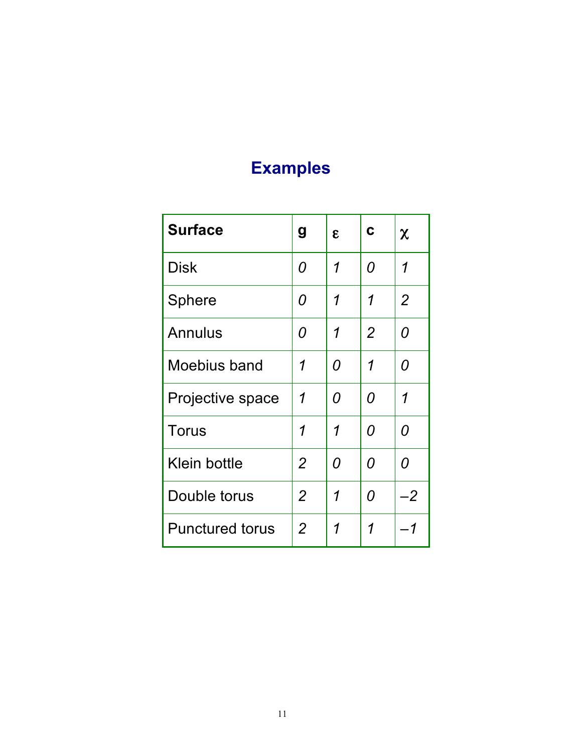# Examples

| **Surface** | **g** | $\varepsilon$ | **c** | $\chi$ |
|---|---|---|---|---|
| Disk | *0* | *1* | *0* | *1* |
| Sphere | *0* | *1* | *1* | *2* |
| Annulus | *0* | *1* | *2* | *0* |
| Moebius band | *1* | *0* | *1* | *0* |
| Projective space | *1* | *0* | *0* | *1* |
| Torus | *1* | *1* | *0* | *0* |
| Klein bottle | *2* | *0* | *0* | *0* |
| Double torus | *2* | *1* | *0* | *–2* |
| Punctured torus | *2* | *1* | *1* | *–1* |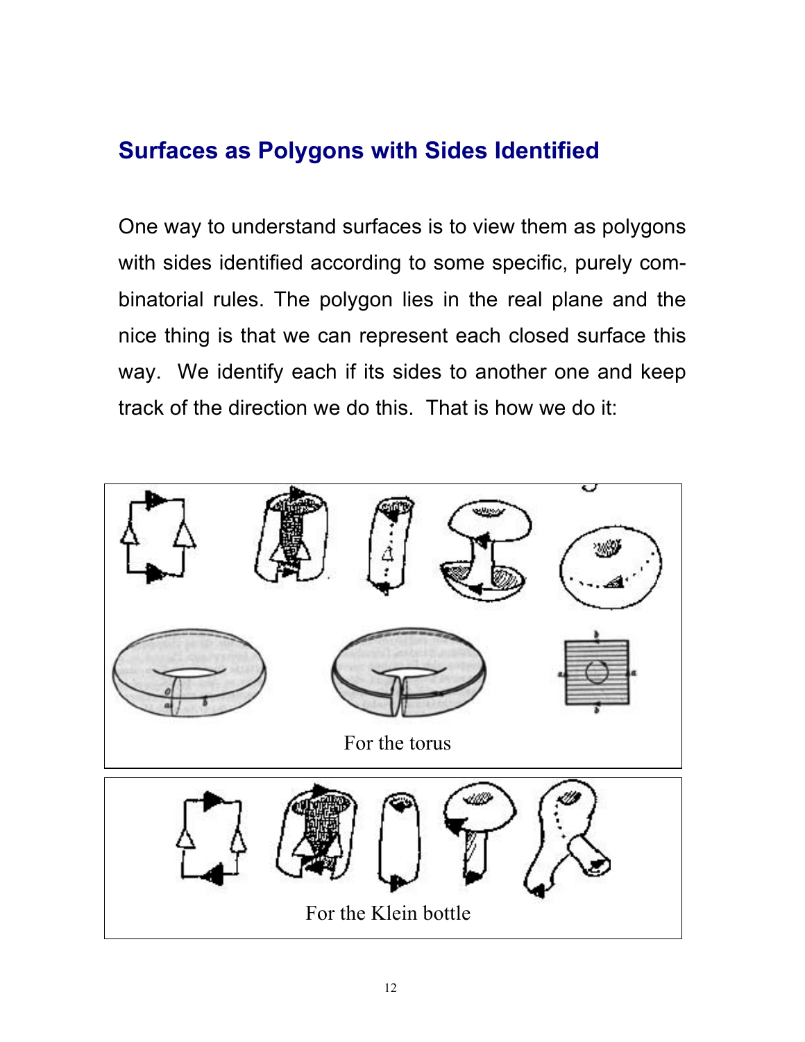## Surfaces as Polygons with Sides Identified

One way to understand surfaces is to view them as polygons with sides identified according to some specific, purely combinatorial rules. The polygon lies in the real plane and the nice thing is that we can represent each closed surface this way. We identify each if its sides to another one and keep track of the direction we do this. That is how we do it:

For the torus

For the Klein bottle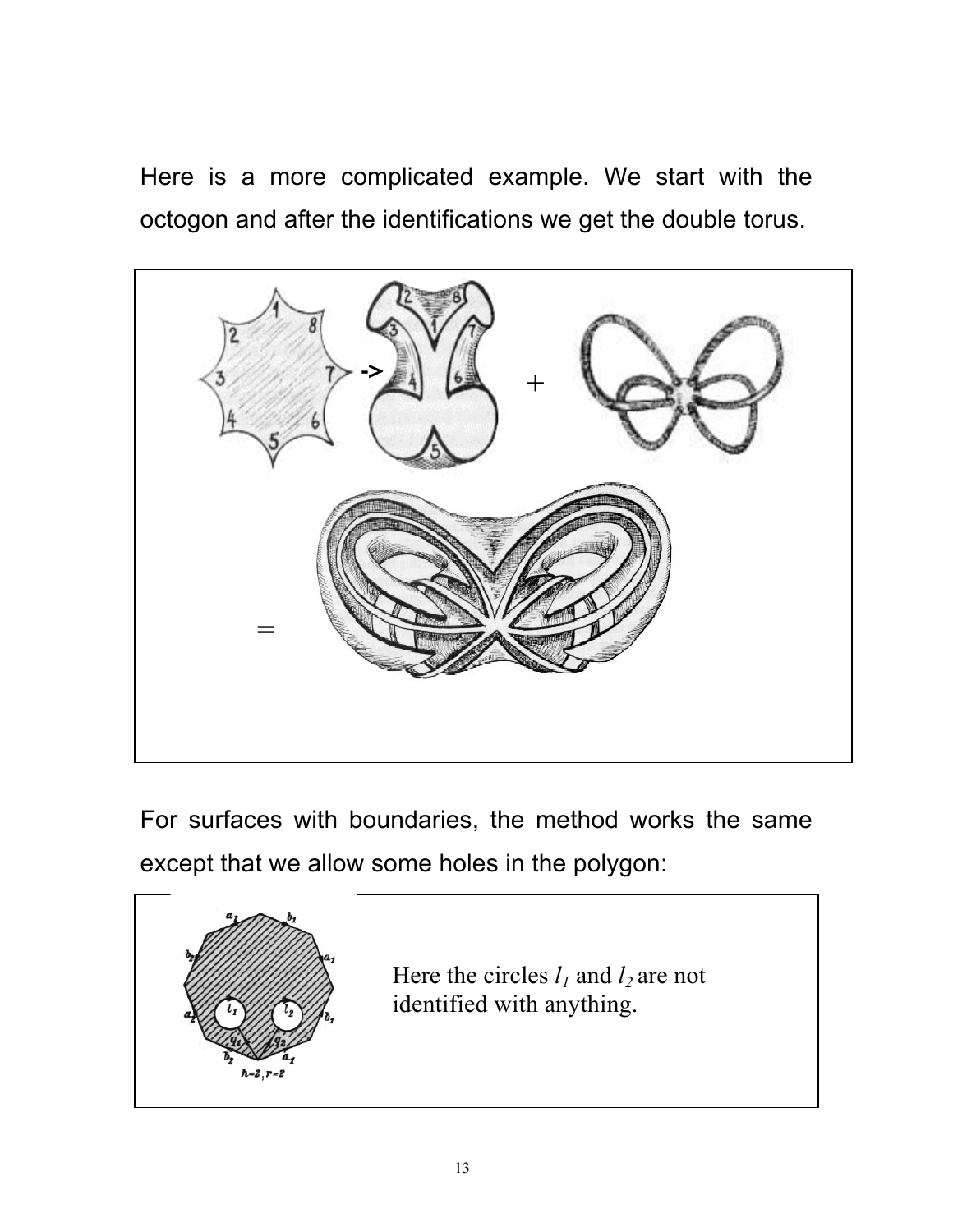Here is a more complicated example. We start with the octogon and after the identifications we get the double torus.

For surfaces with boundaries, the method works the same except that we allow some holes in the polygon:

Here the circles $l_1$ and $l_2$ are not identified with anything.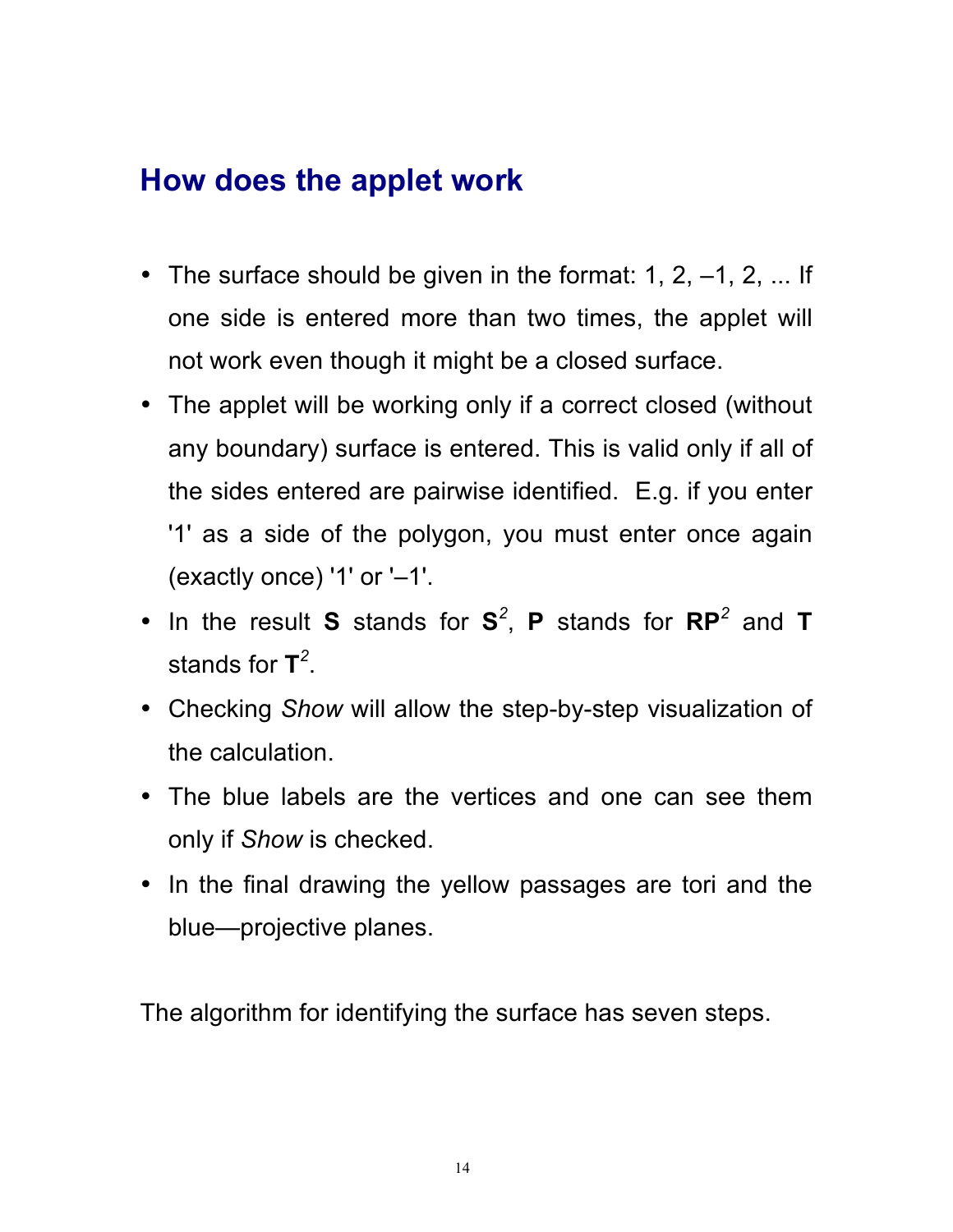## How does the applet work

- The surface should be given in the format: 1, 2, –1, 2, ... If one side is entered more than two times, the applet will not work even though it might be a closed surface.
- The applet will be working only if a correct closed (without any boundary) surface is entered. This is valid only if all of the sides entered are pairwise identified. E.g. if you enter '1' as a side of the polygon, you must enter once again (exactly once) '1' or '–1'.
- In the result **S** stands for $\mathbf{S}^2$, **P** stands for $\mathbf{RP}^2$ and **T** stands for $\mathbf{T}^2$.
- Checking *Show* will allow the step-by-step visualization of the calculation.
- The blue labels are the vertices and one can see them only if *Show* is checked.
- In the final drawing the yellow passages are tori and the blue—projective planes.

The algorithm for identifying the surface has seven steps.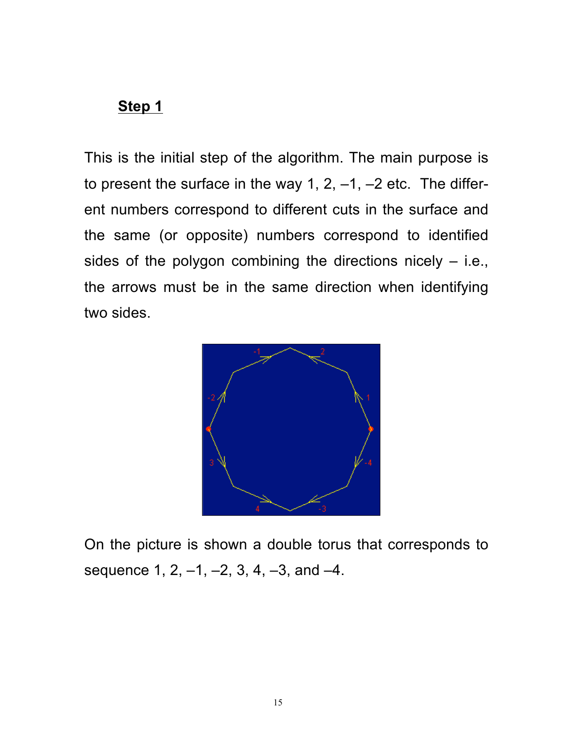## Step 1

This is the initial step of the algorithm. The main purpose is to present the surface in the way 1, 2, –1, –2 etc. The different numbers correspond to different cuts in the surface and the same (or opposite) numbers correspond to identified sides of the polygon combining the directions nicely – i.e., the arrows must be in the same direction when identifying two sides.

On the picture is shown a double torus that corresponds to sequence 1, 2, –1, –2, 3, 4, –3, and –4.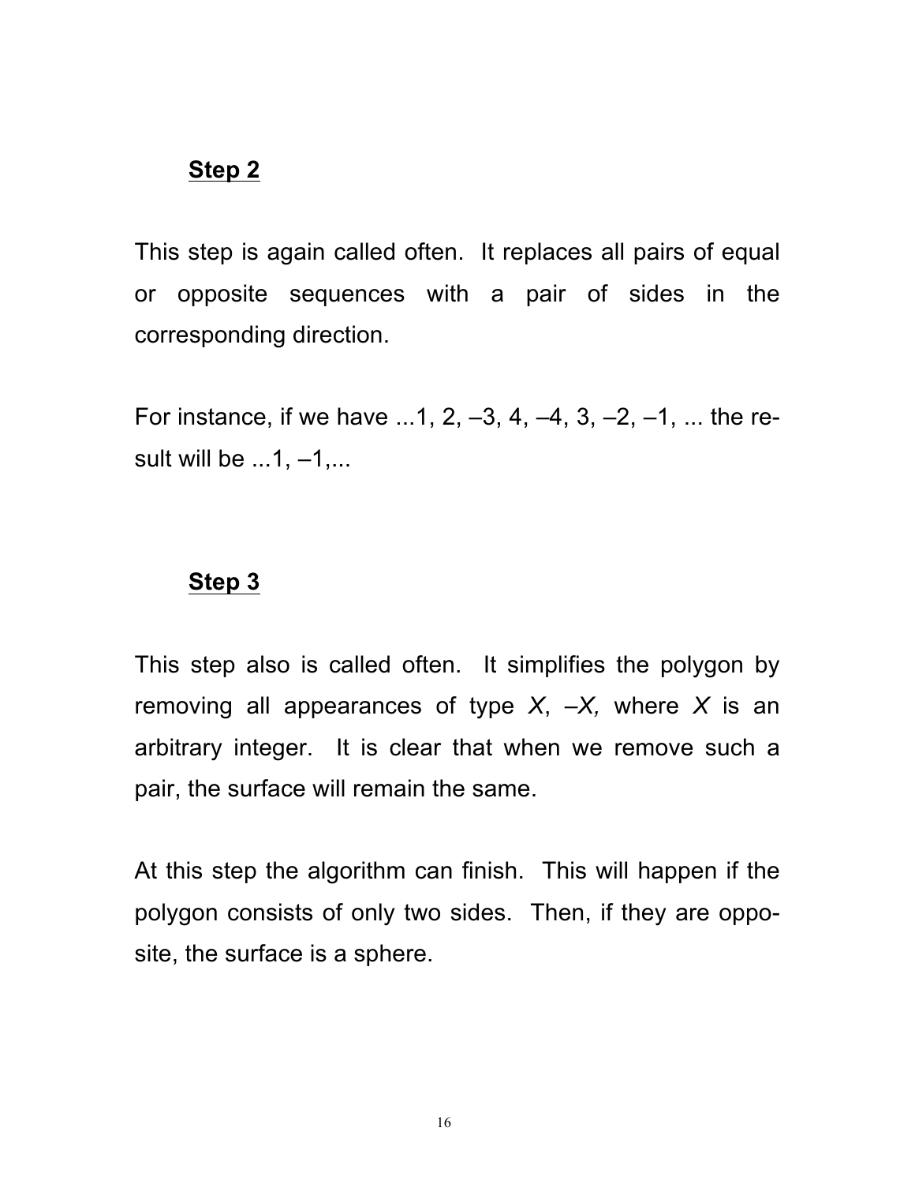**Step 2**

This step is again called often. It replaces all pairs of equal or opposite sequences with a pair of sides in the corresponding direction.

For instance, if we have ...1, 2, –3, 4, –4, 3, –2, –1, ... the result will be ...1, –1,...

**Step 3**

This step also is called often. It simplifies the polygon by removing all appearances of type *X*, –*X,* where *X* is an arbitrary integer. It is clear that when we remove such a pair, the surface will remain the same.

At this step the algorithm can finish. This will happen if the polygon consists of only two sides. Then, if they are opposite, the surface is a sphere.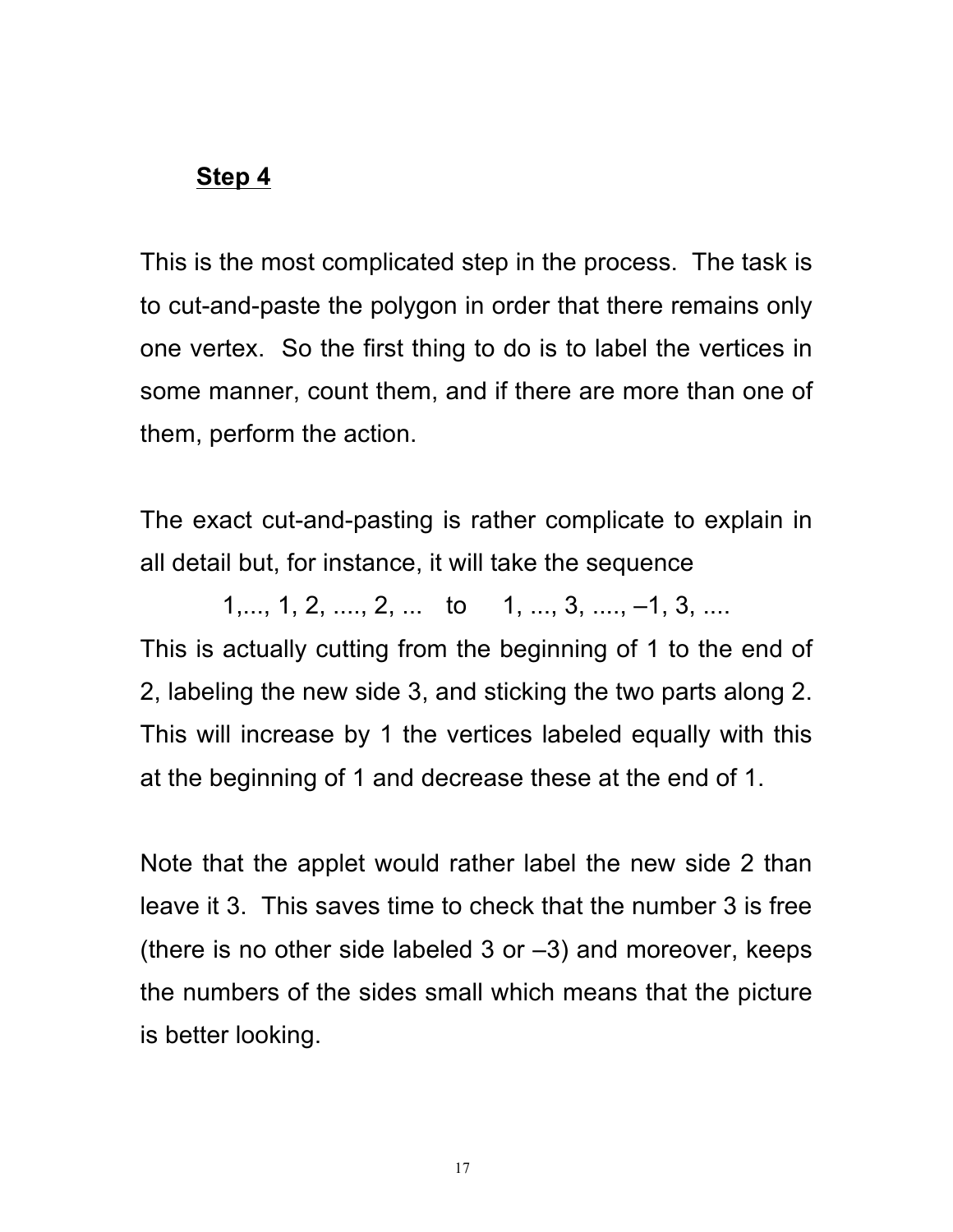## Step 4

This is the most complicated step in the process. The task is to cut-and-paste the polygon in order that there remains only one vertex. So the first thing to do is to label the vertices in some manner, count them, and if there are more than one of them, perform the action.

The exact cut-and-pasting is rather complicate to explain in all detail but, for instance, it will take the sequence

1,..., 1, 2, ...., 2, ...   to   1, ..., 3, ...., –1, 3, ....

This is actually cutting from the beginning of 1 to the end of 2, labeling the new side 3, and sticking the two parts along 2. This will increase by 1 the vertices labeled equally with this at the beginning of 1 and decrease these at the end of 1.

Note that the applet would rather label the new side 2 than leave it 3. This saves time to check that the number 3 is free (there is no other side labeled 3 or –3) and moreover, keeps the numbers of the sides small which means that the picture is better looking.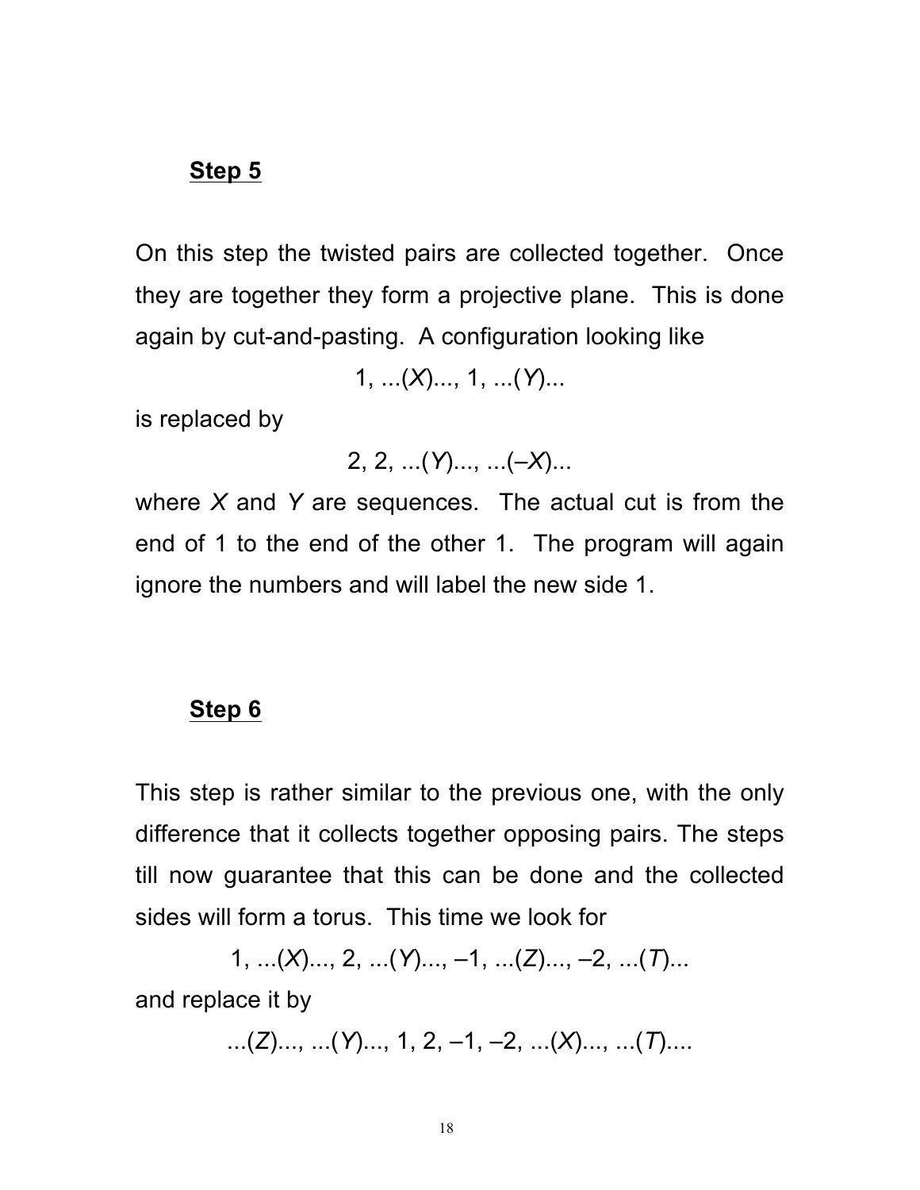## Step 5

On this step the twisted pairs are collected together. Once they are together they form a projective plane. This is done again by cut-and-pasting. A configuration looking like

$$1, \ldots(X)\ldots, 1, \ldots(Y)\ldots$$

is replaced by

$$2, 2, \ldots(Y)\ldots, \ldots(-X)\ldots$$

where $X$ and $Y$ are sequences. The actual cut is from the end of 1 to the end of the other 1. The program will again ignore the numbers and will label the new side 1.

## Step 6

This step is rather similar to the previous one, with the only difference that it collects together opposing pairs. The steps till now guarantee that this can be done and the collected sides will form a torus. This time we look for

$$1, \ldots(X)\ldots, 2, \ldots(Y)\ldots, -1, \ldots(Z)\ldots, -2, \ldots(T)\ldots$$

and replace it by

$$\ldots(Z)\ldots, \ldots(Y)\ldots, 1, 2, -1, -2, \ldots(X)\ldots, \ldots(T)\ldots.$$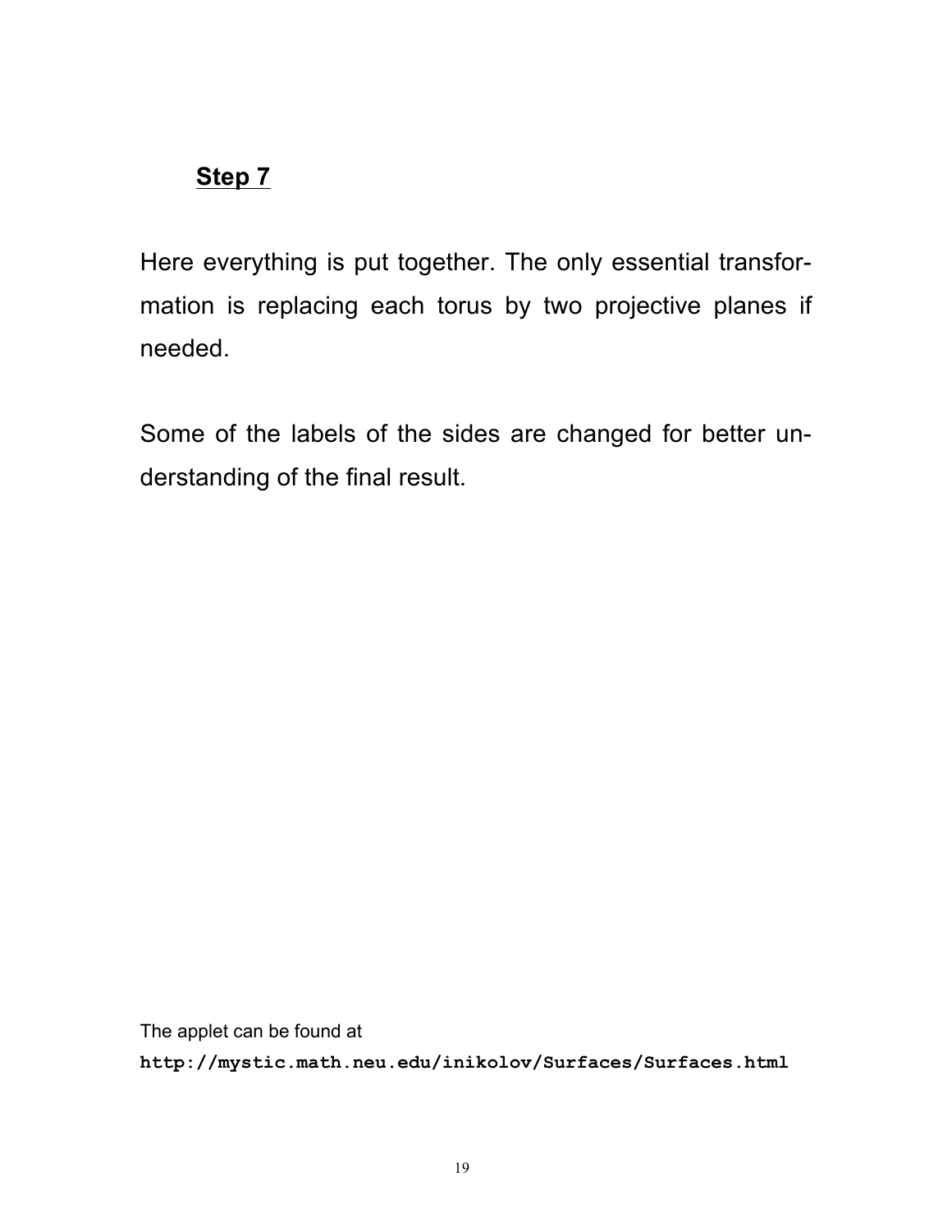## Step 7

Here everything is put together. The only essential transformation is replacing each torus by two projective planes if needed.

Some of the labels of the sides are changed for better understanding of the final result.

The applet can be found at

**http://mystic.math.neu.edu/inikolov/Surfaces/Surfaces.html**